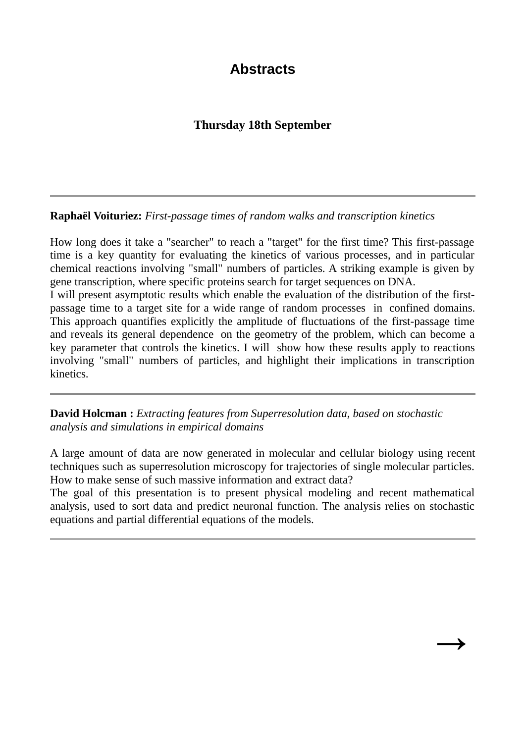# Abstracts

## Thursday 18th September

---

**Raphaël Voituriez:** *First-passage times of random walks and transcription kinetics*

How long does it take a "searcher" to reach a "target" for the first time? This first-passage time is a key quantity for evaluating the kinetics of various processes, and in particular chemical reactions involving "small" numbers of particles. A striking example is given by gene transcription, where specific proteins search for target sequences on DNA.
I will present asymptotic results which enable the evaluation of the distribution of the first-passage time to a target site for a wide range of random processes in confined domains. This approach quantifies explicitly the amplitude of fluctuations of the first-passage time and reveals its general dependence on the geometry of the problem, which can become a key parameter that controls the kinetics. I will show how these results apply to reactions involving "small" numbers of particles, and highlight their implications in transcription kinetics.

---

**David Holcman :** *Extracting features from Superresolution data, based on stochastic analysis and simulations in empirical domains*

A large amount of data are now generated in molecular and cellular biology using recent techniques such as superresolution microscopy for trajectories of single molecular particles. How to make sense of such massive information and extract data?
The goal of this presentation is to present physical modeling and recent mathematical analysis, used to sort data and predict neuronal function. The analysis relies on stochastic equations and partial differential equations of the models.

---

→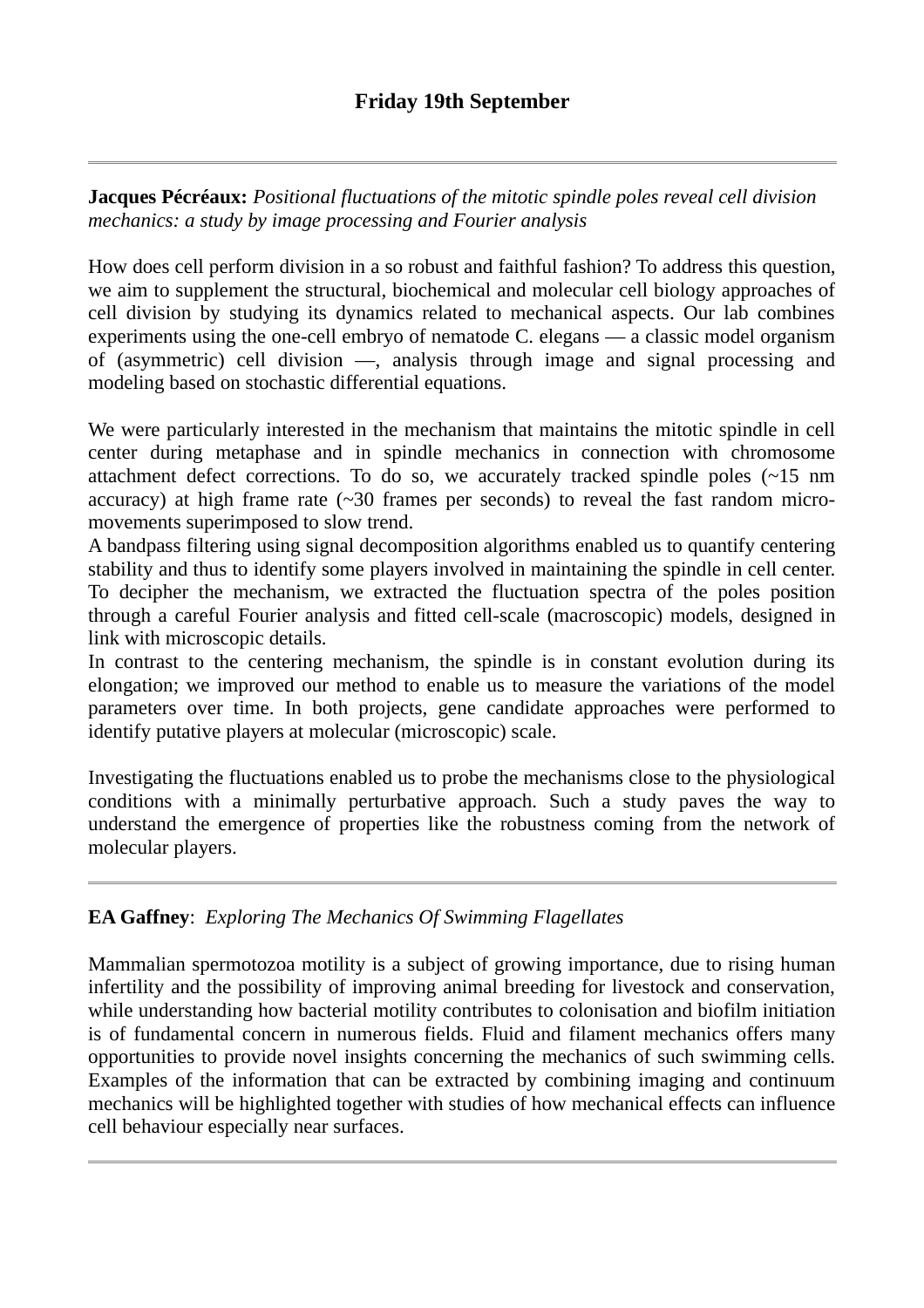## Friday 19th September

---

**Jacques Pécréaux:** *Positional fluctuations of the mitotic spindle poles reveal cell division mechanics: a study by image processing and Fourier analysis*

How does cell perform division in a so robust and faithful fashion? To address this question, we aim to supplement the structural, biochemical and molecular cell biology approaches of cell division by studying its dynamics related to mechanical aspects. Our lab combines experiments using the one-cell embryo of nematode C. elegans — a classic model organism of (asymmetric) cell division —, analysis through image and signal processing and modeling based on stochastic differential equations.

We were particularly interested in the mechanism that maintains the mitotic spindle in cell center during metaphase and in spindle mechanics in connection with chromosome attachment defect corrections. To do so, we accurately tracked spindle poles (~15 nm accuracy) at high frame rate (~30 frames per seconds) to reveal the fast random micro-movements superimposed to slow trend.
A bandpass filtering using signal decomposition algorithms enabled us to quantify centering stability and thus to identify some players involved in maintaining the spindle in cell center. To decipher the mechanism, we extracted the fluctuation spectra of the poles position through a careful Fourier analysis and fitted cell-scale (macroscopic) models, designed in link with microscopic details.
In contrast to the centering mechanism, the spindle is in constant evolution during its elongation; we improved our method to enable us to measure the variations of the model parameters over time. In both projects, gene candidate approaches were performed to identify putative players at molecular (microscopic) scale.

Investigating the fluctuations enabled us to probe the mechanisms close to the physiological conditions with a minimally perturbative approach. Such a study paves the way to understand the emergence of properties like the robustness coming from the network of molecular players.

---

**EA Gaffney**: *Exploring The Mechanics Of Swimming Flagellates*

Mammalian spermotozoa motility is a subject of growing importance, due to rising human infertility and the possibility of improving animal breeding for livestock and conservation, while understanding how bacterial motility contributes to colonisation and biofilm initiation is of fundamental concern in numerous fields. Fluid and filament mechanics offers many opportunities to provide novel insights concerning the mechanics of such swimming cells. Examples of the information that can be extracted by combining imaging and continuum mechanics will be highlighted together with studies of how mechanical effects can influence cell behaviour especially near surfaces.

---